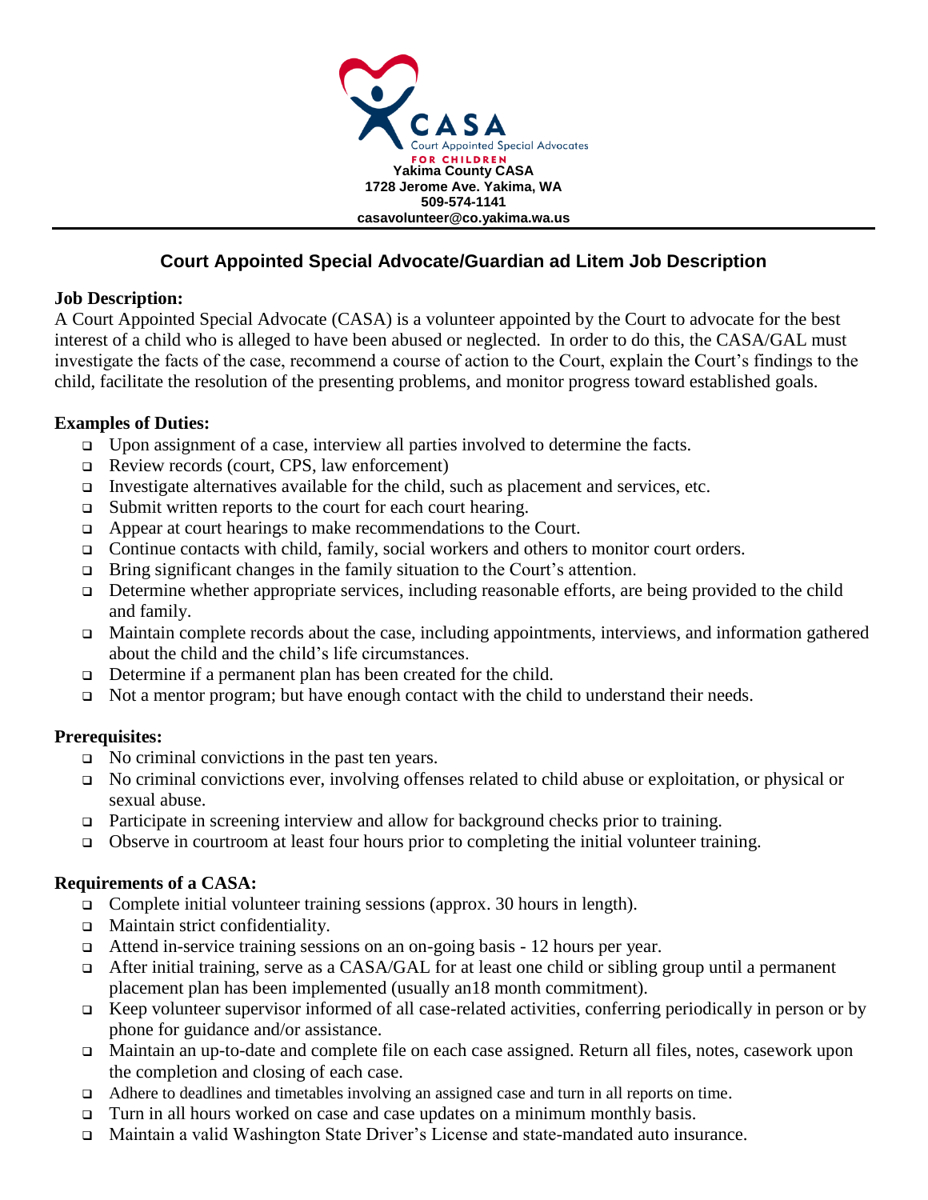CASA

Court Appointed Special Advocates

FOR CHILDREN

**Yakima County CASA**
**1728 Jerome Ave. Yakima, WA**
**509-574-1141**
**casavolunteer@co.yakima.wa.us**

---

## Court Appointed Special Advocate/Guardian ad Litem Job Description

**Job Description:**

A Court Appointed Special Advocate (CASA) is a volunteer appointed by the Court to advocate for the best interest of a child who is alleged to have been abused or neglected. In order to do this, the CASA/GAL must investigate the facts of the case, recommend a course of action to the Court, explain the Court's findings to the child, facilitate the resolution of the presenting problems, and monitor progress toward established goals.

**Examples of Duties:**

- Upon assignment of a case, interview all parties involved to determine the facts.
- Review records (court, CPS, law enforcement)
- Investigate alternatives available for the child, such as placement and services, etc.
- Submit written reports to the court for each court hearing.
- Appear at court hearings to make recommendations to the Court.
- Continue contacts with child, family, social workers and others to monitor court orders.
- Bring significant changes in the family situation to the Court's attention.
- Determine whether appropriate services, including reasonable efforts, are being provided to the child and family.
- Maintain complete records about the case, including appointments, interviews, and information gathered about the child and the child's life circumstances.
- Determine if a permanent plan has been created for the child.
- Not a mentor program; but have enough contact with the child to understand their needs.

**Prerequisites:**

- No criminal convictions in the past ten years.
- No criminal convictions ever, involving offenses related to child abuse or exploitation, or physical or sexual abuse.
- Participate in screening interview and allow for background checks prior to training.
- Observe in courtroom at least four hours prior to completing the initial volunteer training.

**Requirements of a CASA:**

- Complete initial volunteer training sessions (approx. 30 hours in length).
- Maintain strict confidentiality.
- Attend in-service training sessions on an on-going basis - 12 hours per year.
- After initial training, serve as a CASA/GAL for at least one child or sibling group until a permanent placement plan has been implemented (usually an18 month commitment).
- Keep volunteer supervisor informed of all case-related activities, conferring periodically in person or by phone for guidance and/or assistance.
- Maintain an up-to-date and complete file on each case assigned. Return all files, notes, casework upon the completion and closing of each case.
- Adhere to deadlines and timetables involving an assigned case and turn in all reports on time.
- Turn in all hours worked on case and case updates on a minimum monthly basis.
- Maintain a valid Washington State Driver's License and state-mandated auto insurance.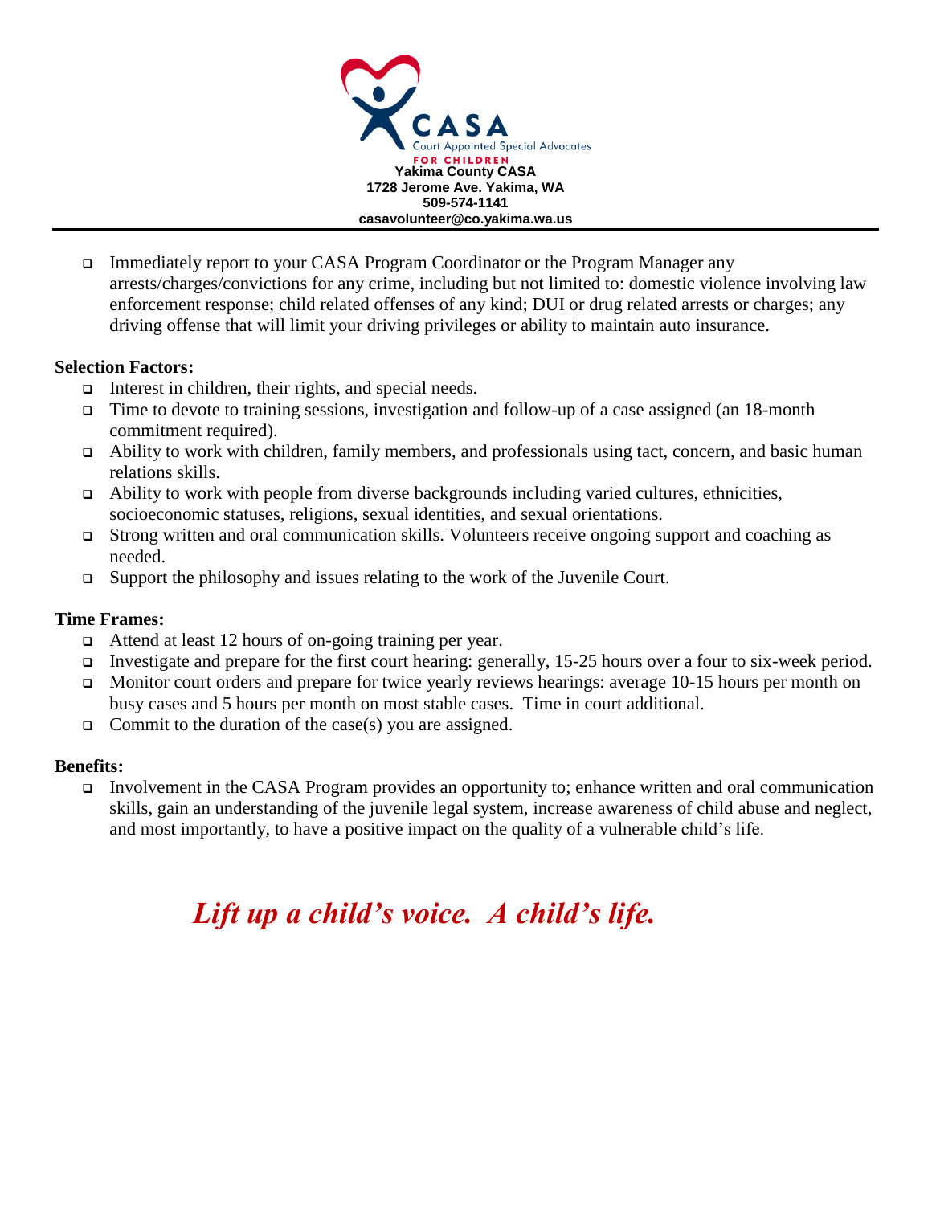CASA

Court Appointed Special Advocates

FOR CHILDREN

**Yakima County CASA**
**1728 Jerome Ave. Yakima, WA**
**509-574-1141**
**casavolunteer@co.yakima.wa.us**

---

- Immediately report to your CASA Program Coordinator or the Program Manager any arrests/charges/convictions for any crime, including but not limited to: domestic violence involving law enforcement response; child related offenses of any kind; DUI or drug related arrests or charges; any driving offense that will limit your driving privileges or ability to maintain auto insurance.

**Selection Factors:**

- Interest in children, their rights, and special needs.
- Time to devote to training sessions, investigation and follow-up of a case assigned (an 18-month commitment required).
- Ability to work with children, family members, and professionals using tact, concern, and basic human relations skills.
- Ability to work with people from diverse backgrounds including varied cultures, ethnicities, socioeconomic statuses, religions, sexual identities, and sexual orientations.
- Strong written and oral communication skills. Volunteers receive ongoing support and coaching as needed.
- Support the philosophy and issues relating to the work of the Juvenile Court.

**Time Frames:**

- Attend at least 12 hours of on-going training per year.
- Investigate and prepare for the first court hearing: generally, 15-25 hours over a four to six-week period.
- Monitor court orders and prepare for twice yearly reviews hearings: average 10-15 hours per month on busy cases and 5 hours per month on most stable cases. Time in court additional.
- Commit to the duration of the case(s) you are assigned.

**Benefits:**

- Involvement in the CASA Program provides an opportunity to; enhance written and oral communication skills, gain an understanding of the juvenile legal system, increase awareness of child abuse and neglect, and most importantly, to have a positive impact on the quality of a vulnerable child's life.

***Lift up a child's voice. A child's life.***